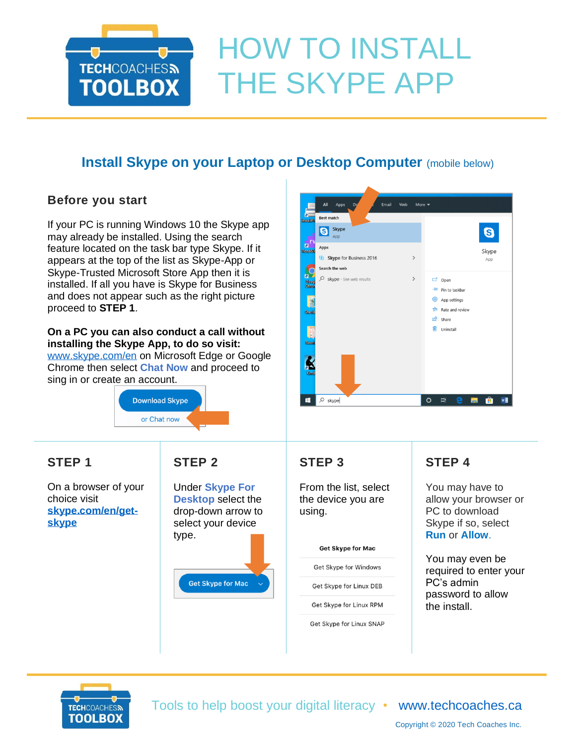# HOW TO INSTALL THE SKYPE APP

## Install Skype on your Laptop or Desktop Computer (mobile below)

### Before you start

If your PC is running Windows 10 the Skype app may already be installed. Using the search feature located on the task bar type Skype. If it appears at the top of the list as Skype-App or Skype-Trusted Microsoft Store App then it is installed. If all you have is Skype for Business and does not appear such as the right picture proceed to **STEP 1**.

**On a PC you can also conduct a call without installing the Skype App, to do so visit:** www.skype.com/en on Microsoft Edge or Google Chrome then select **Chat Now** and proceed to sing in or create an account.

Download Skype

or Chat now

### STEP 1

On a browser of your choice visit **skype.com/en/get-skype**

### STEP 2

Under **Skype For Desktop** select the drop-down arrow to select your device type.

Get Skype for Mac

### STEP 3

From the list, select the device you are using.

- Get Skype for Mac
- Get Skype for Windows
- Get Skype for Linux DEB
- Get Skype for Linux RPM
- Get Skype for Linux SNAP

### STEP 4

You may have to allow your browser or PC to download Skype if so, select **Run** or **Allow**.

You may even be required to enter your PC's admin password to allow the install.

Tools to help boost your digital literacy • www.techcoaches.ca

Copyright © 2020 Tech Coaches Inc.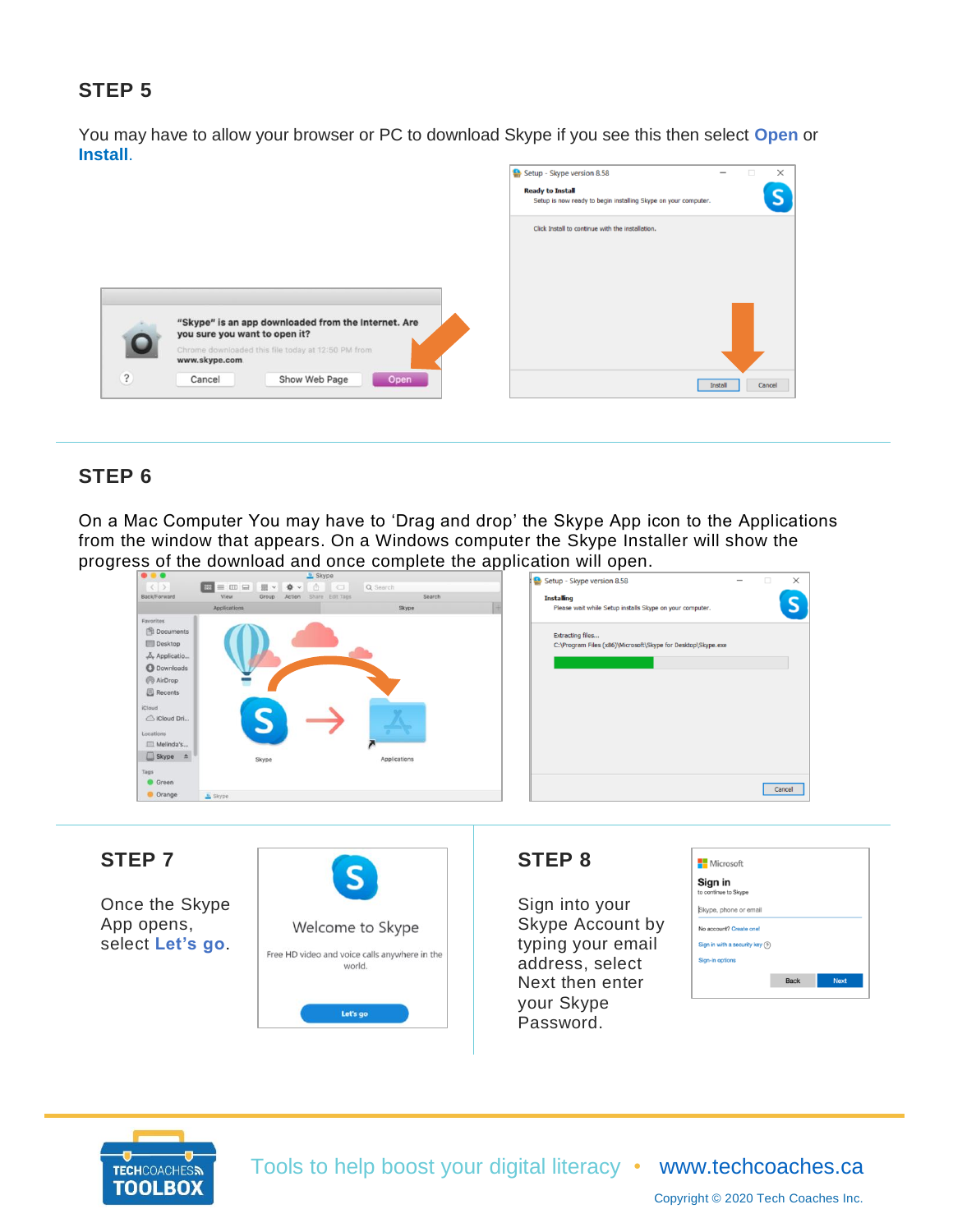## STEP 5

You may have to allow your browser or PC to download Skype if you see this then select **Open** or **Install**.

## STEP 6

On a Mac Computer You may have to 'Drag and drop' the Skype App icon to the Applications from the window that appears. On a Windows computer the Skype Installer will show the progress of the download and once complete the application will open.

## STEP 7

Once the Skype App opens, select **Let's go**.

## STEP 8

Sign into your Skype Account by typing your email address, select Next then enter your Skype Password.

Tools to help boost your digital literacy • www.techcoaches.ca

Copyright © 2020 Tech Coaches Inc.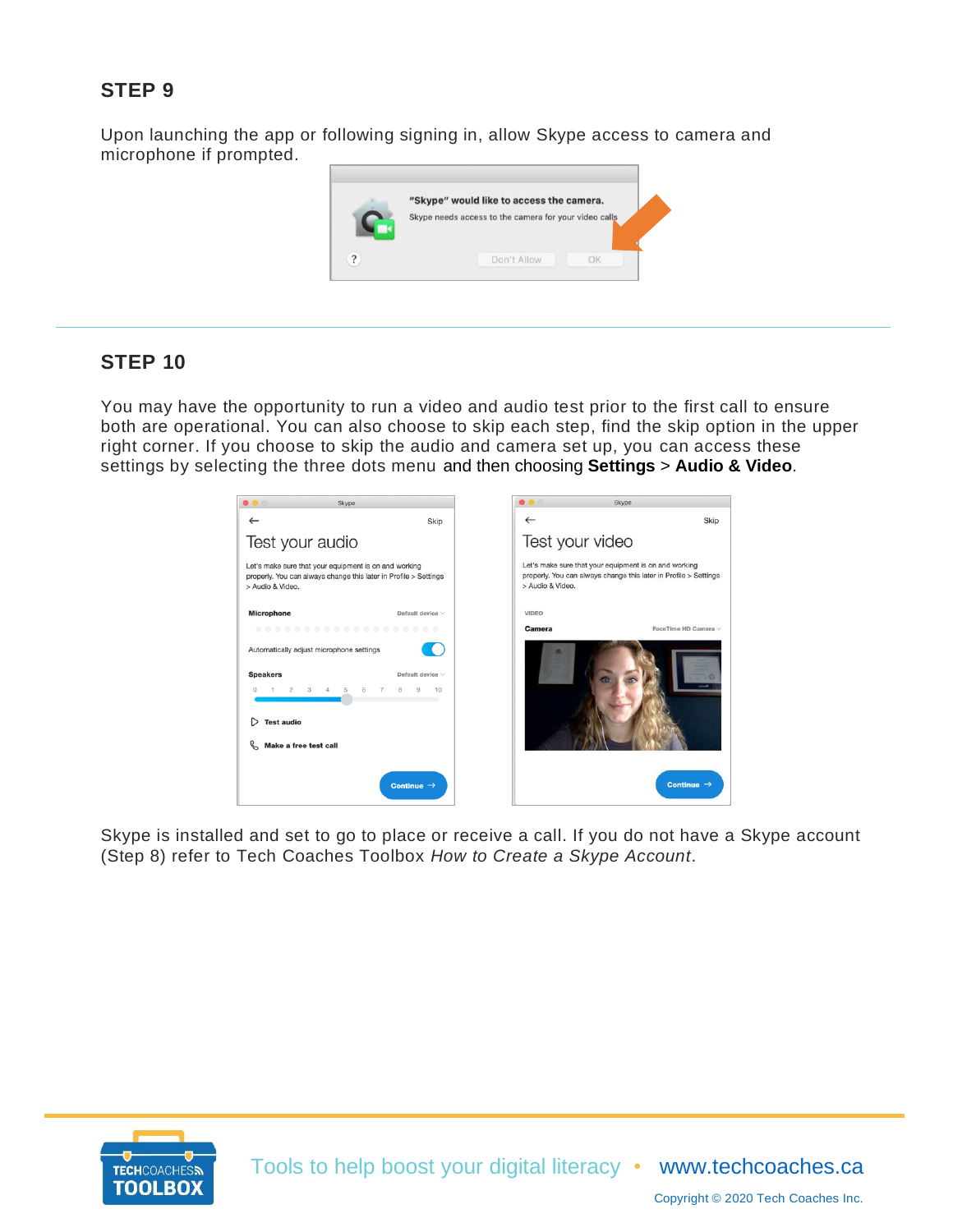## STEP 9

Upon launching the app or following signing in, allow Skype access to camera and microphone if prompted.

## STEP 10

You may have the opportunity to run a video and audio test prior to the first call to ensure both are operational. You can also choose to skip each step, find the skip option in the upper right corner. If you choose to skip the audio and camera set up, you can access these settings by selecting the three dots menu and then choosing **Settings** > **Audio & Video**.

Skype is installed and set to go to place or receive a call. If you do not have a Skype account (Step 8) refer to Tech Coaches Toolbox *How to Create a Skype Account*.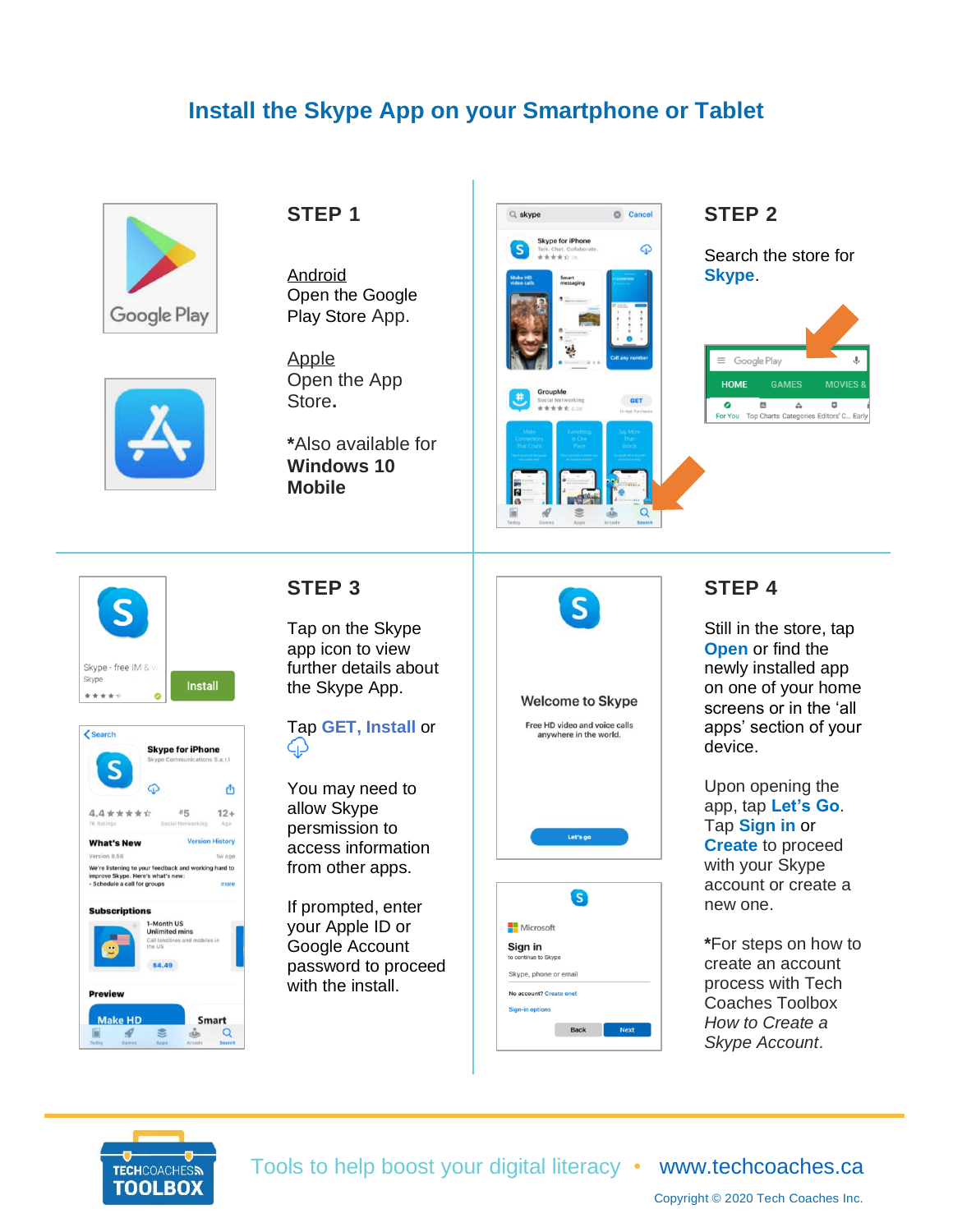# Install the Skype App on your Smartphone or Tablet

## STEP 1

Android
Open the Google Play Store App.

Apple
Open the App Store.

*Also available for **Windows 10 Mobile**

## STEP 2

Search the store for **Skype**.

## STEP 3

Tap on the Skype app icon to view further details about the Skype App.

Tap **GET, Install** or

You may need to allow Skype persmission to access information from other apps.

If prompted, enter your Apple ID or Google Account password to proceed with the install.

## STEP 4

Still in the store, tap **Open** or find the newly installed app on one of your home screens or in the 'all apps' section of your device.

Upon opening the app, tap **Let's Go**. Tap **Sign in** or **Create** to proceed with your Skype account or create a new one.

*For steps on how to create an account process with Tech Coaches Toolbox *How to Create a Skype Account*.

Tools to help boost your digital literacy • www.techcoaches.ca

Copyright © 2020 Tech Coaches Inc.